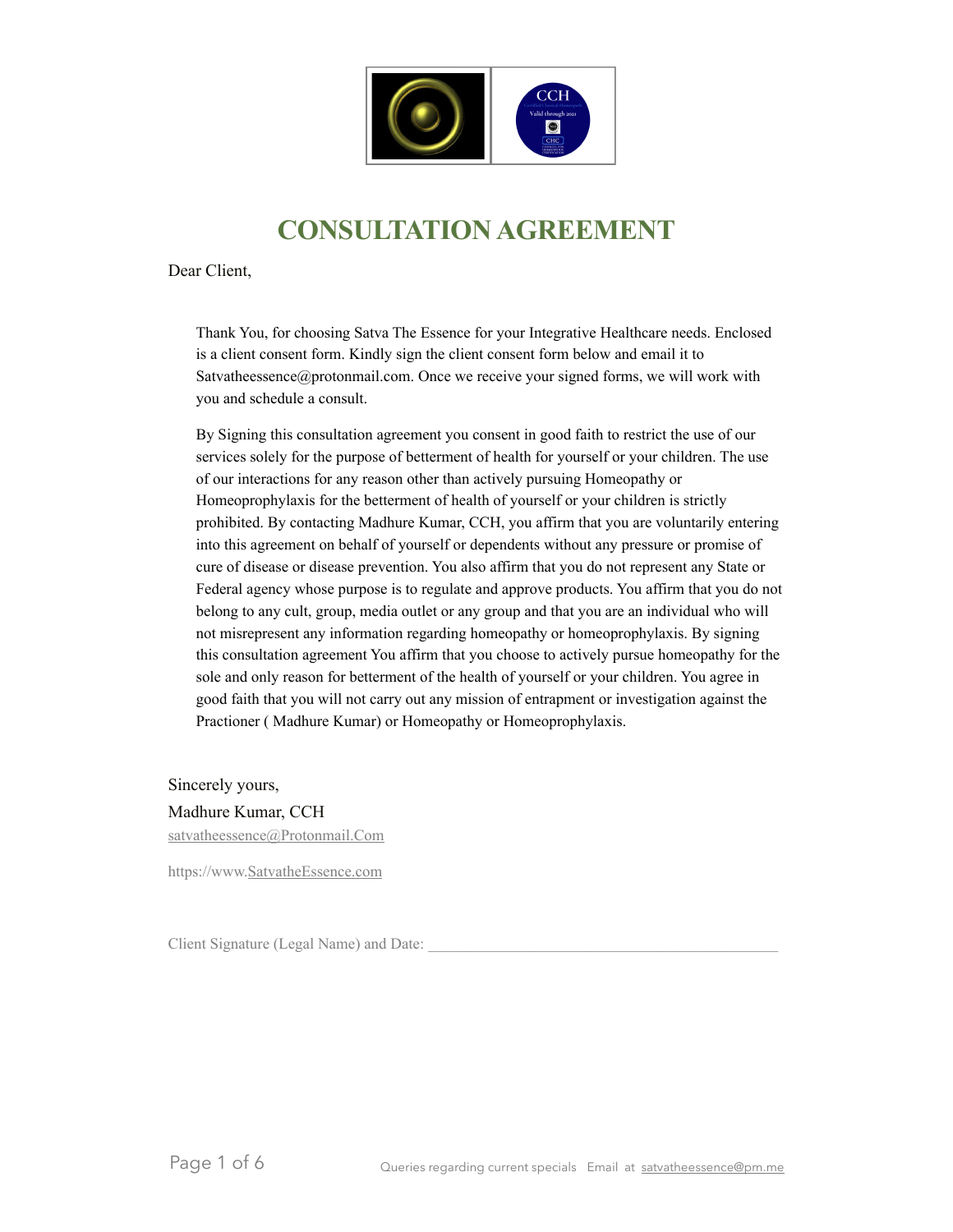# CONSULTATION AGREEMENT

Dear Client,

Thank You, for choosing Satva The Essence for your Integrative Healthcare needs. Enclosed is a client consent form. Kindly sign the client consent form below and email it to Satvatheessence@protonmail.com. Once we receive your signed forms, we will work with you and schedule a consult.

By Signing this consultation agreement you consent in good faith to restrict the use of our services solely for the purpose of betterment of health for yourself or your children. The use of our interactions for any reason other than actively pursuing Homeopathy or Homeoprophylaxis for the betterment of health of yourself or your children is strictly prohibited. By contacting Madhure Kumar, CCH, you affirm that you are voluntarily entering into this agreement on behalf of yourself or dependents without any pressure or promise of cure of disease or disease prevention. You also affirm that you do not represent any State or Federal agency whose purpose is to regulate and approve products. You affirm that you do not belong to any cult, group, media outlet or any group and that you are an individual who will not misrepresent any information regarding homeopathy or homeoprophylaxis. By signing this consultation agreement You affirm that you choose to actively pursue homeopathy for the sole and only reason for betterment of the health of yourself or your children. You agree in good faith that you will not carry out any mission of entrapment or investigation against the Practioner ( Madhure Kumar) or Homeopathy or Homeoprophylaxis.

Sincerely yours,

Madhure Kumar, CCH

satvatheessence@Protonmail.Com

https://www.SatvatheEssence.com

Client Signature (Legal Name) and Date: ____________________________________________

Queries regarding current specials Email at satvatheessence@pm.me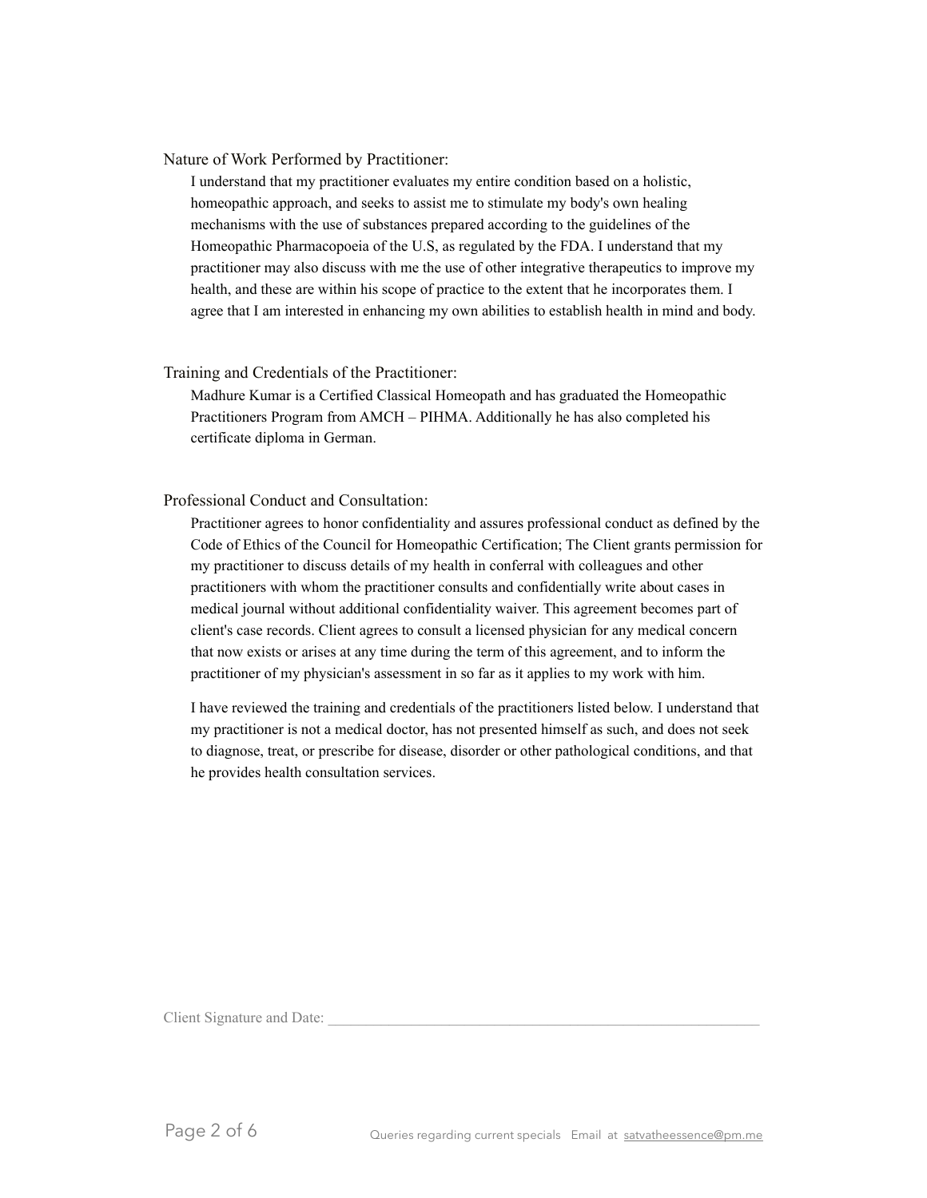## Nature of Work Performed by Practitioner:

I understand that my practitioner evaluates my entire condition based on a holistic, homeopathic approach, and seeks to assist me to stimulate my body's own healing mechanisms with the use of substances prepared according to the guidelines of the Homeopathic Pharmacopoeia of the U.S, as regulated by the FDA. I understand that my practitioner may also discuss with me the use of other integrative therapeutics to improve my health, and these are within his scope of practice to the extent that he incorporates them. I agree that I am interested in enhancing my own abilities to establish health in mind and body.

## Training and Credentials of the Practitioner:

Madhure Kumar is a Certified Classical Homeopath and has graduated the Homeopathic Practitioners Program from AMCH – PIHMA. Additionally he has also completed his certificate diploma in German.

## Professional Conduct and Consultation:

Practitioner agrees to honor confidentiality and assures professional conduct as defined by the Code of Ethics of the Council for Homeopathic Certification; The Client grants permission for my practitioner to discuss details of my health in conferral with colleagues and other practitioners with whom the practitioner consults and confidentially write about cases in medical journal without additional confidentiality waiver. This agreement becomes part of client's case records. Client agrees to consult a licensed physician for any medical concern that now exists or arises at any time during the term of this agreement, and to inform the practitioner of my physician's assessment in so far as it applies to my work with him.

I have reviewed the training and credentials of the practitioners listed below. I understand that my practitioner is not a medical doctor, has not presented himself as such, and does not seek to diagnose, treat, or prescribe for disease, disorder or other pathological conditions, and that he provides health consultation services.

Client Signature and Date: ___________________________________________________________

Queries regarding current specials Email at satvatheessence@pm.me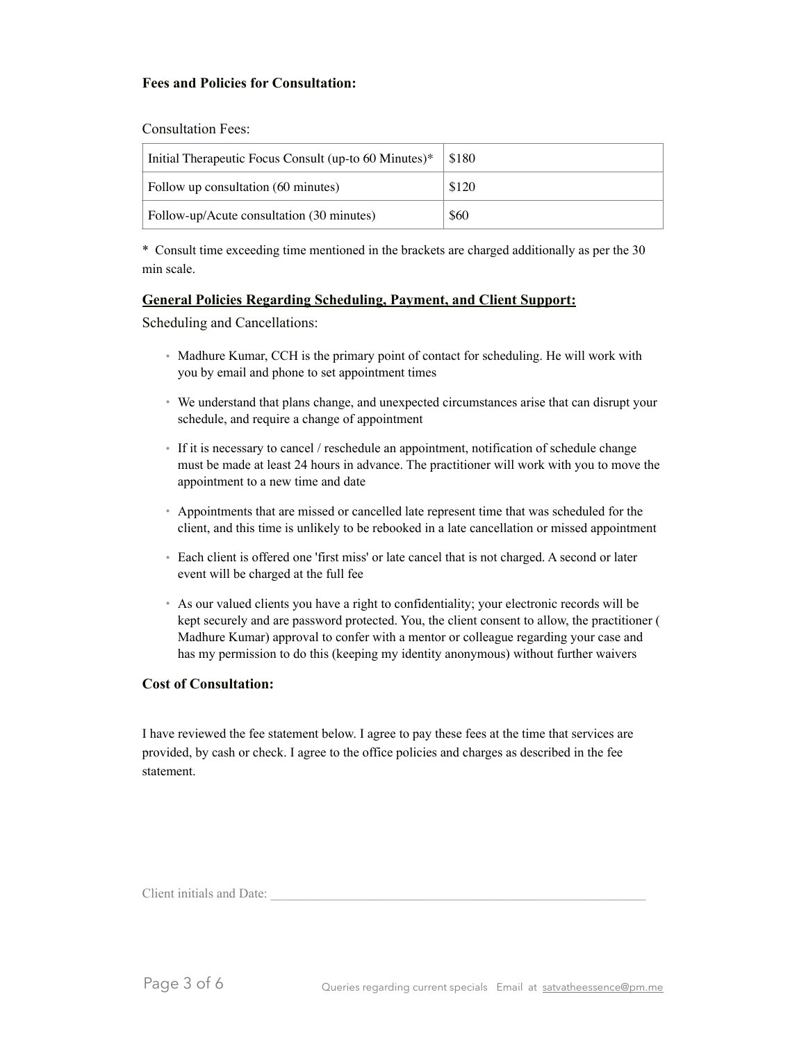**Fees and Policies for Consultation:**

Consultation Fees:

| Initial Therapeutic Focus Consult (up-to 60 Minutes)* | $180 |
|---|---|
| Follow up consultation (60 minutes) | $120 |
| Follow-up/Acute consultation (30 minutes) | $60 |

* Consult time exceeding time mentioned in the brackets are charged additionally as per the 30 min scale.

**General Policies Regarding Scheduling, Payment, and Client Support:**

Scheduling and Cancellations:

- Madhure Kumar, CCH is the primary point of contact for scheduling. He will work with you by email and phone to set appointment times
- We understand that plans change, and unexpected circumstances arise that can disrupt your schedule, and require a change of appointment
- If it is necessary to cancel / reschedule an appointment, notification of schedule change must be made at least 24 hours in advance. The practitioner will work with you to move the appointment to a new time and date
- Appointments that are missed or cancelled late represent time that was scheduled for the client, and this time is unlikely to be rebooked in a late cancellation or missed appointment
- Each client is offered one 'first miss' or late cancel that is not charged. A second or later event will be charged at the full fee
- As our valued clients you have a right to confidentiality; your electronic records will be kept securely and are password protected. You, the client consent to allow, the practitioner ( Madhure Kumar) approval to confer with a mentor or colleague regarding your case and has my permission to do this (keeping my identity anonymous) without further waivers

**Cost of Consultation:**

I have reviewed the fee statement below. I agree to pay these fees at the time that services are provided, by cash or check. I agree to the office policies and charges as described in the fee statement.

Client initials and Date: ___________________________________________________________

Queries regarding current specials Email at satvatheessence@pm.me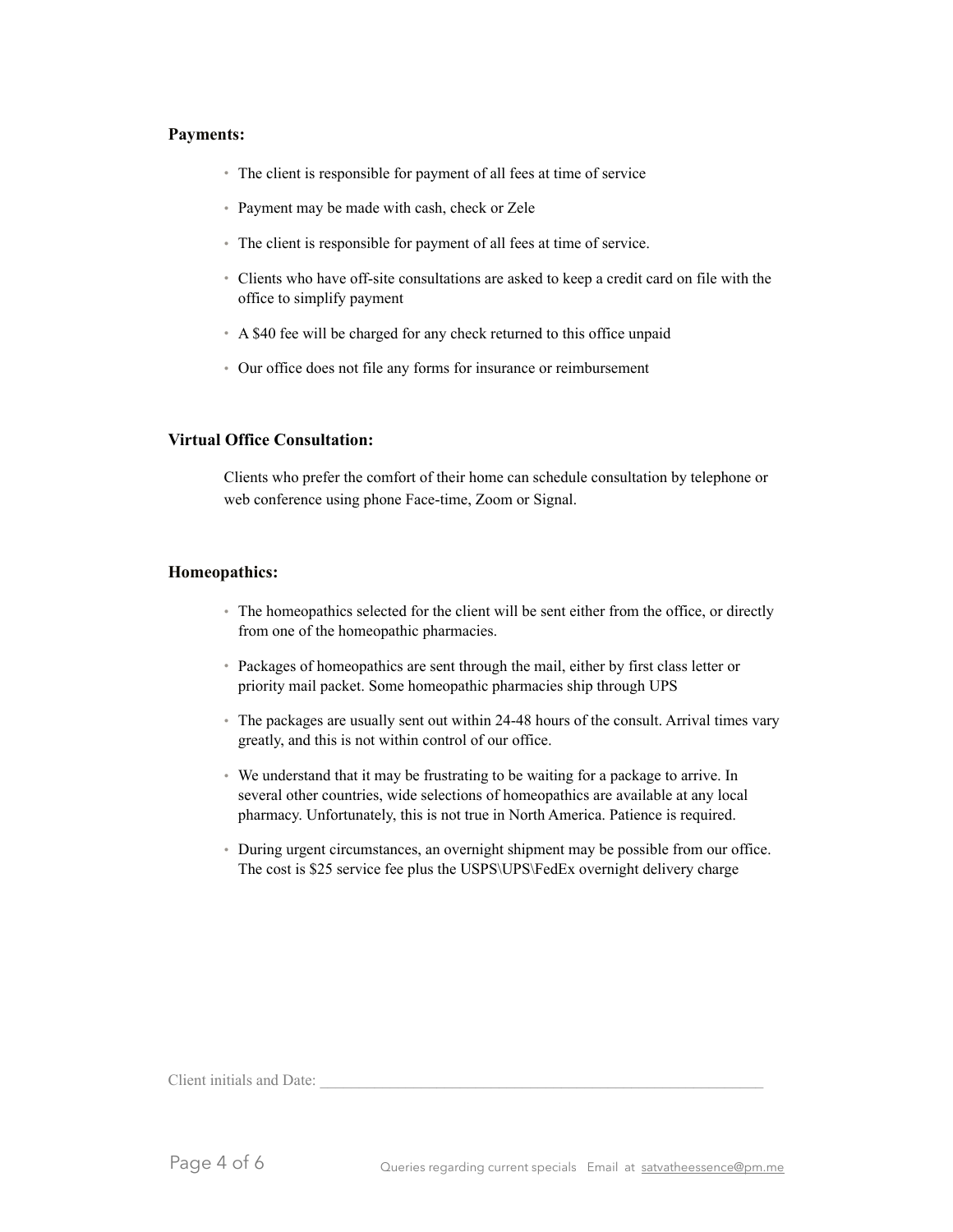**Payments:**

- The client is responsible for payment of all fees at time of service
- Payment may be made with cash, check or Zele
- The client is responsible for payment of all fees at time of service.
- Clients who have off-site consultations are asked to keep a credit card on file with the office to simplify payment
- A $40 fee will be charged for any check returned to this office unpaid
- Our office does not file any forms for insurance or reimbursement

**Virtual Office Consultation:**

Clients who prefer the comfort of their home can schedule consultation by telephone or web conference using phone Face-time, Zoom or Signal.

**Homeopathics:**

- The homeopathics selected for the client will be sent either from the office, or directly from one of the homeopathic pharmacies.
- Packages of homeopathics are sent through the mail, either by first class letter or priority mail packet. Some homeopathic pharmacies ship through UPS
- The packages are usually sent out within 24-48 hours of the consult. Arrival times vary greatly, and this is not within control of our office.
- We understand that it may be frustrating to be waiting for a package to arrive. In several other countries, wide selections of homeopathics are available at any local pharmacy. Unfortunately, this is not true in North America. Patience is required.
- During urgent circumstances, an overnight shipment may be possible from our office. The cost is $25 service fee plus the USPS\UPS\FedEx overnight delivery charge

Client initials and Date: ___________________________________________________________

Queries regarding current specials Email at satvatheessence@pm.me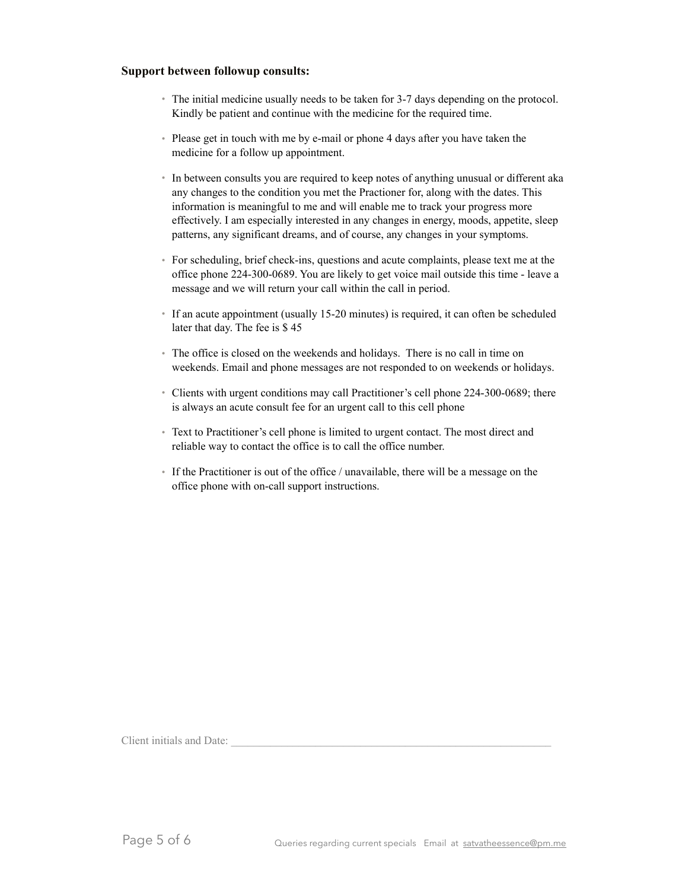**Support between followup consults:**

- The initial medicine usually needs to be taken for 3-7 days depending on the protocol. Kindly be patient and continue with the medicine for the required time.
- Please get in touch with me by e-mail or phone 4 days after you have taken the medicine for a follow up appointment.
- In between consults you are required to keep notes of anything unusual or different aka any changes to the condition you met the Practioner for, along with the dates. This information is meaningful to me and will enable me to track your progress more effectively. I am especially interested in any changes in energy, moods, appetite, sleep patterns, any significant dreams, and of course, any changes in your symptoms.
- For scheduling, brief check-ins, questions and acute complaints, please text me at the office phone 224-300-0689. You are likely to get voice mail outside this time - leave a message and we will return your call within the call in period.
- If an acute appointment (usually 15-20 minutes) is required, it can often be scheduled later that day. The fee is $ 45
- The office is closed on the weekends and holidays. There is no call in time on weekends. Email and phone messages are not responded to on weekends or holidays.
- Clients with urgent conditions may call Practitioner's cell phone 224-300-0689; there is always an acute consult fee for an urgent call to this cell phone
- Text to Practitioner's cell phone is limited to urgent contact. The most direct and reliable way to contact the office is to call the office number.
- If the Practitioner is out of the office / unavailable, there will be a message on the office phone with on-call support instructions.

Client initials and Date: ___________________________________________________________

Queries regarding current specials Email at satvatheessence@pm.me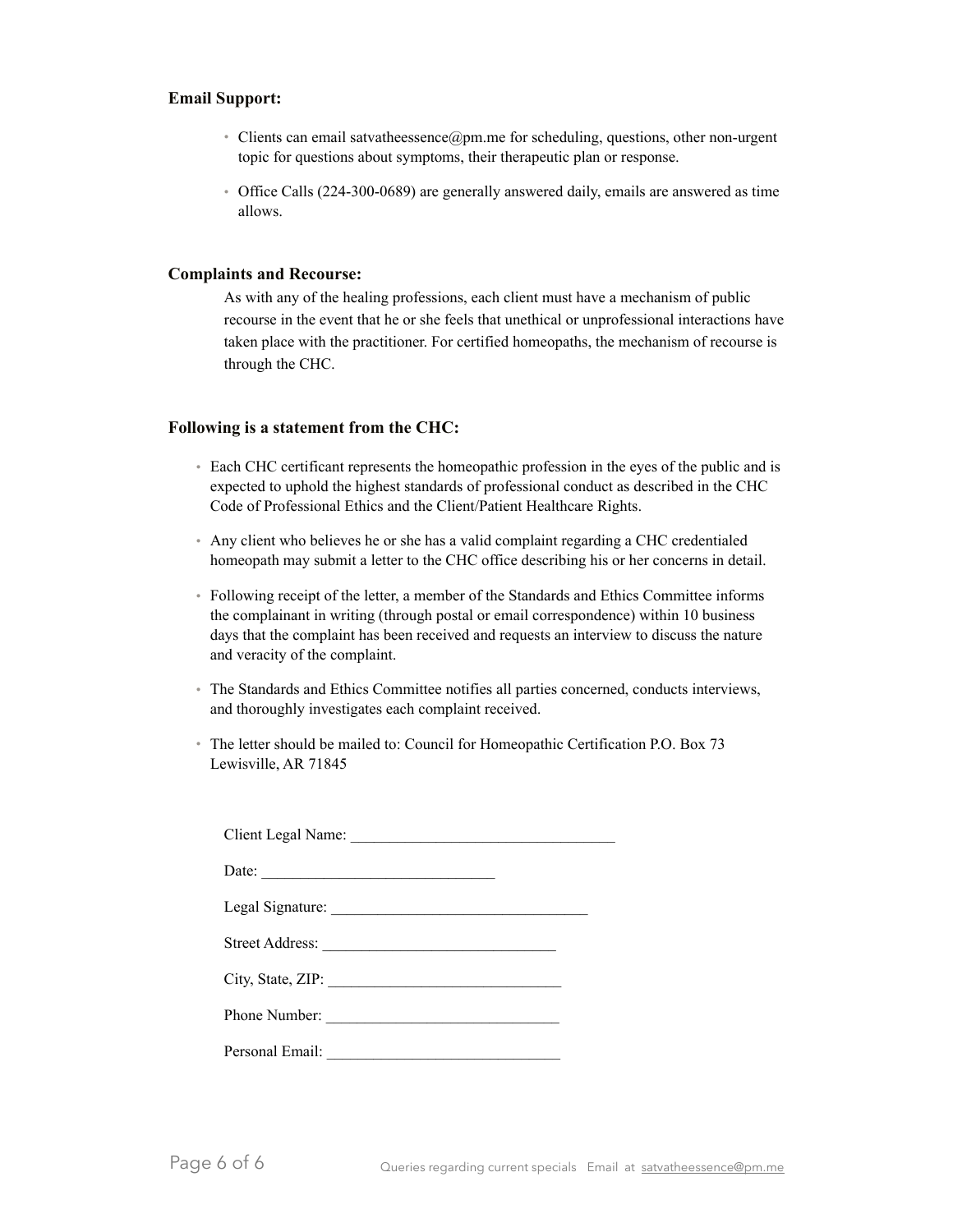**Email Support:**

- Clients can email satvatheessence@pm.me for scheduling, questions, other non-urgent topic for questions about symptoms, their therapeutic plan or response.
- Office Calls (224-300-0689) are generally answered daily, emails are answered as time allows.

**Complaints and Recourse:**

As with any of the healing professions, each client must have a mechanism of public recourse in the event that he or she feels that unethical or unprofessional interactions have taken place with the practitioner. For certified homeopaths, the mechanism of recourse is through the CHC.

**Following is a statement from the CHC:**

- Each CHC certificant represents the homeopathic profession in the eyes of the public and is expected to uphold the highest standards of professional conduct as described in the CHC Code of Professional Ethics and the Client/Patient Healthcare Rights.
- Any client who believes he or she has a valid complaint regarding a CHC credentialed homeopath may submit a letter to the CHC office describing his or her concerns in detail.
- Following receipt of the letter, a member of the Standards and Ethics Committee informs the complainant in writing (through postal or email correspondence) within 10 business days that the complaint has been received and requests an interview to discuss the nature and veracity of the complaint.
- The Standards and Ethics Committee notifies all parties concerned, conducts interviews, and thoroughly investigates each complaint received.
- The letter should be mailed to: Council for Homeopathic Certification P.O. Box 73 Lewisville, AR 71845

Client Legal Name: ___________________________________

Date: ______________________________

Legal Signature: __________________________________

Street Address: ______________________________

City, State, ZIP: ______________________________

Phone Number: ______________________________

Personal Email: ______________________________